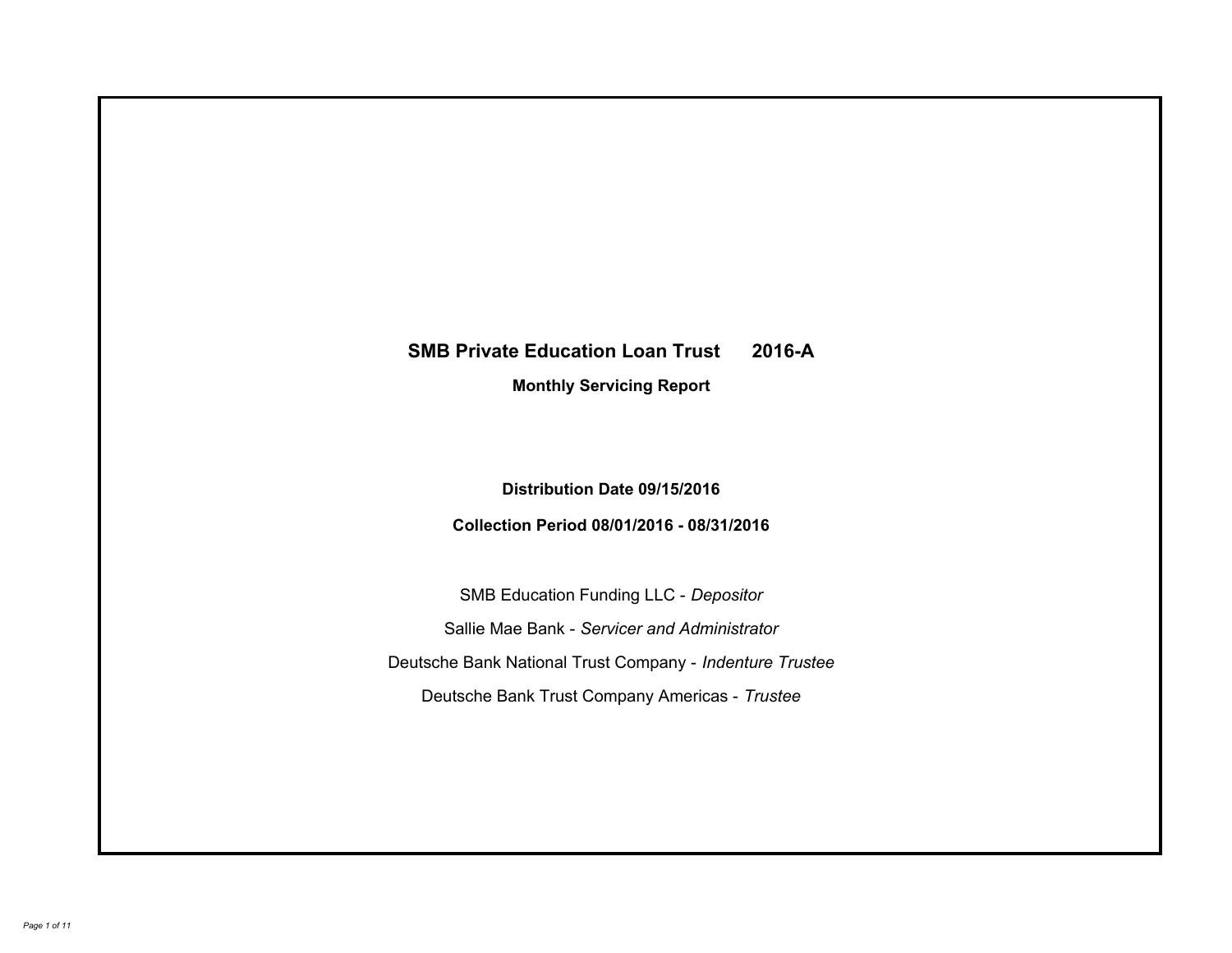# SMB Private Education Loan Trust 2016-A

## Monthly Servicing Report

**Distribution Date 09/15/2016**

**Collection Period 08/01/2016 - 08/31/2016**

SMB Education Funding LLC - *Depositor*

Sallie Mae Bank - *Servicer and Administrator*

Deutsche Bank National Trust Company - *Indenture Trustee*

Deutsche Bank Trust Company Americas - *Trustee*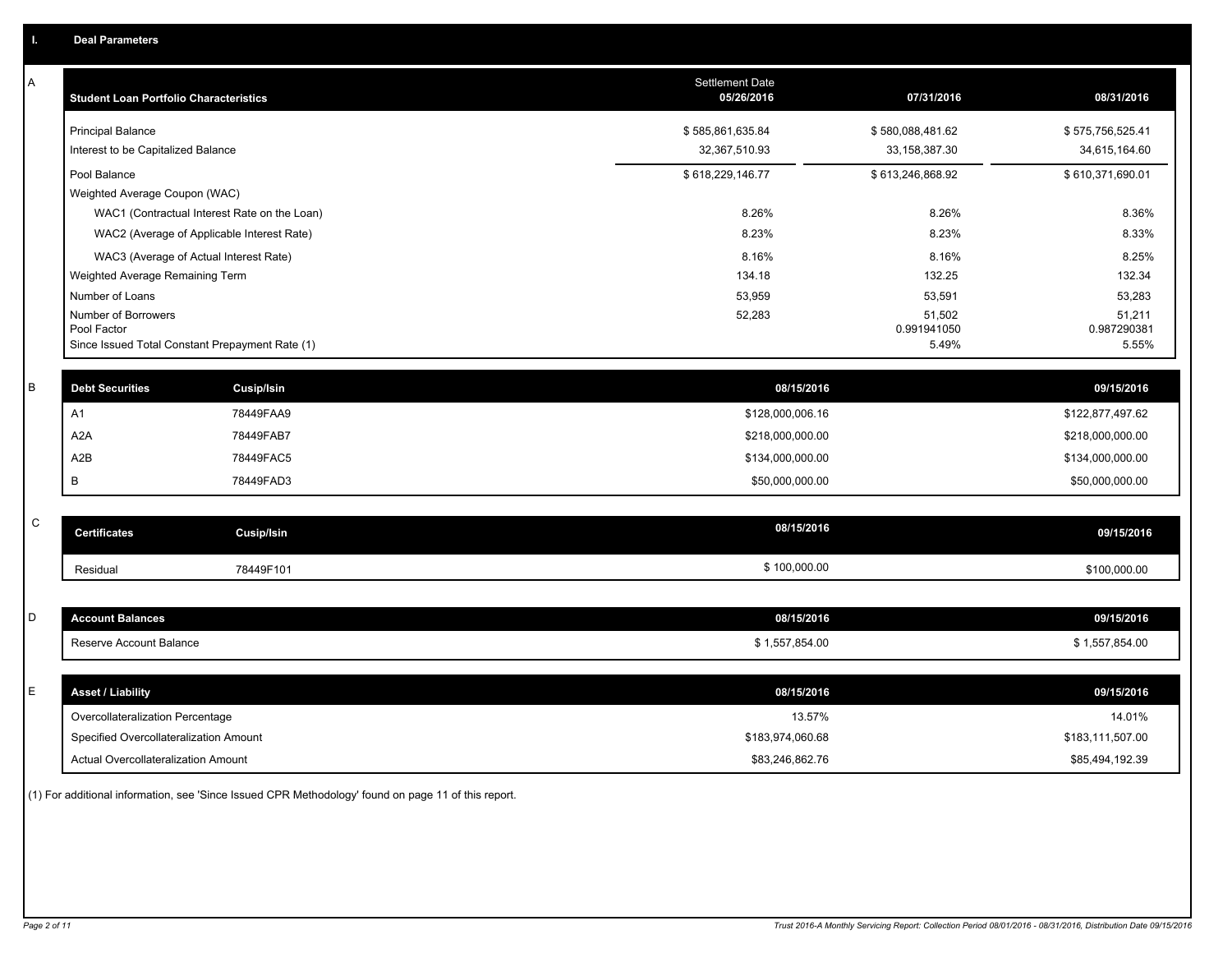## I. Deal Parameters

### A

| Student Loan Portfolio Characteristics | Settlement Date 05/26/2016 | 07/31/2016 | 08/31/2016 |
|---|---|---|---|
| Principal Balance | $ 585,861,635.84 | $ 580,088,481.62 | $ 575,756,525.41 |
| Interest to be Capitalized Balance | 32,367,510.93 | 33,158,387.30 | 34,615,164.60 |
| Pool Balance | $ 618,229,146.77 | $ 613,246,868.92 | $ 610,371,690.01 |
| Weighted Average Coupon (WAC) | | | |
| WAC1 (Contractual Interest Rate on the Loan) | 8.26% | 8.26% | 8.36% |
| WAC2 (Average of Applicable Interest Rate) | 8.23% | 8.23% | 8.33% |
| WAC3 (Average of Actual Interest Rate) | 8.16% | 8.16% | 8.25% |
| Weighted Average Remaining Term | 134.18 | 132.25 | 132.34 |
| Number of Loans | 53,959 | 53,591 | 53,283 |
| Number of Borrowers | 52,283 | 51,502 | 51,211 |
| Pool Factor | | 0.991941050 | 0.987290381 |
| Since Issued Total Constant Prepayment Rate (1) | | 5.49% | 5.55% |

### B

| Debt Securities | Cusip/Isin | 08/15/2016 | 09/15/2016 |
|---|---|---|---|
| A1 | 78449FAA9 | $128,000,006.16 | $122,877,497.62 |
| A2A | 78449FAB7 | $218,000,000.00 | $218,000,000.00 |
| A2B | 78449FAC5 | $134,000,000.00 | $134,000,000.00 |
| B | 78449FAD3 | $50,000,000.00 | $50,000,000.00 |

### C

| Certificates | Cusip/Isin | 08/15/2016 | 09/15/2016 |
|---|---|---|---|
| Residual | 78449F101 | $ 100,000.00 | $100,000.00 |

### D

| Account Balances | 08/15/2016 | 09/15/2016 |
|---|---|---|
| Reserve Account Balance | $ 1,557,854.00 | $ 1,557,854.00 |

### E

| Asset / Liability | 08/15/2016 | 09/15/2016 |
|---|---|---|
| Overcollateralization Percentage | 13.57% | 14.01% |
| Specified Overcollateralization Amount | $183,974,060.68 | $183,111,507.00 |
| Actual Overcollateralization Amount | $83,246,862.76 | $85,494,192.39 |

(1) For additional information, see 'Since Issued CPR Methodology' found on page 11 of this report.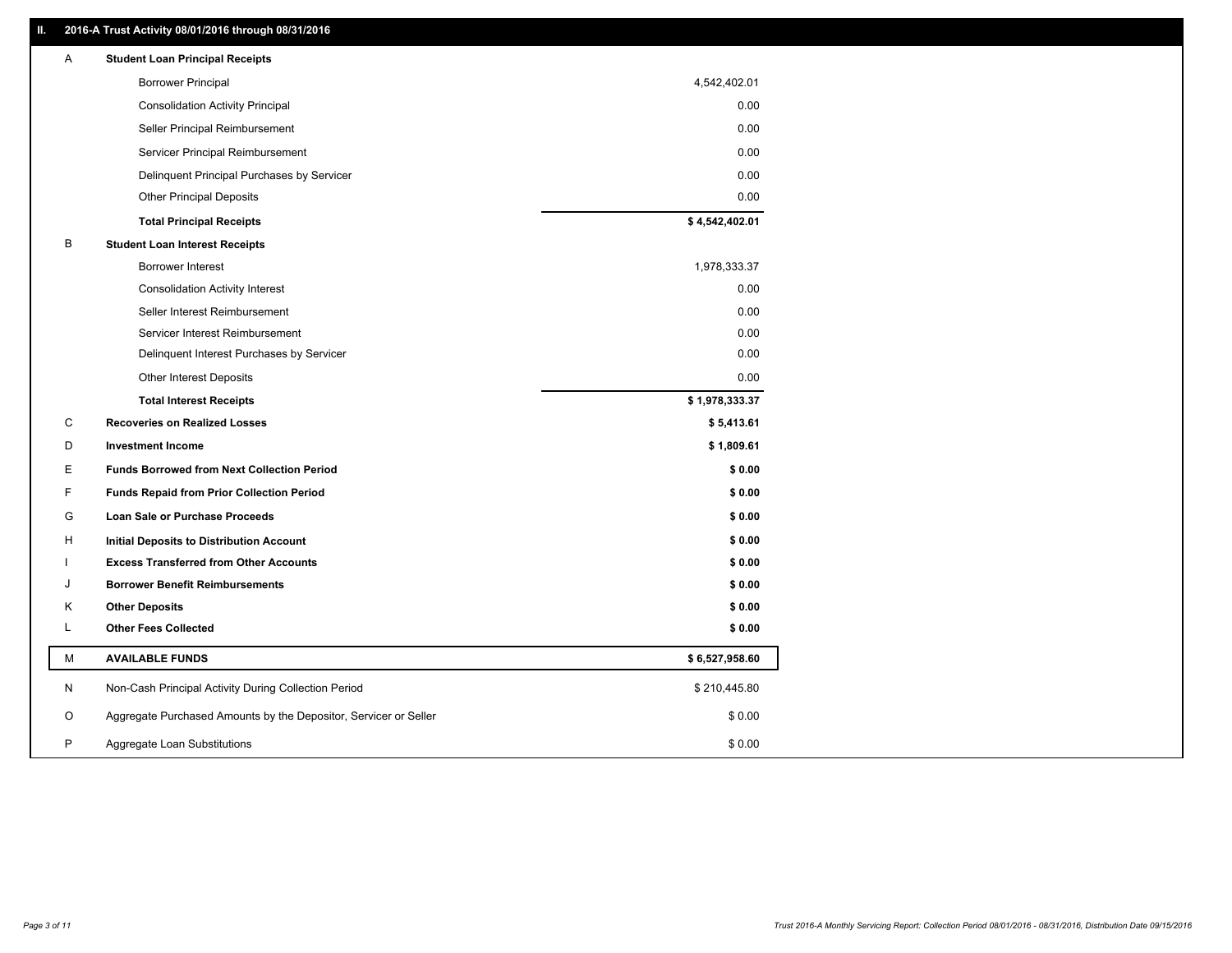## II. 2016-A Trust Activity 08/01/2016 through 08/31/2016

| | | |
|---|---|---|
| A | **Student Loan Principal Receipts** | |
| | Borrower Principal | 4,542,402.01 |
| | Consolidation Activity Principal | 0.00 |
| | Seller Principal Reimbursement | 0.00 |
| | Servicer Principal Reimbursement | 0.00 |
| | Delinquent Principal Purchases by Servicer | 0.00 |
| | Other Principal Deposits | 0.00 |
| | **Total Principal Receipts** | **$ 4,542,402.01** |
| B | **Student Loan Interest Receipts** | |
| | Borrower Interest | 1,978,333.37 |
| | Consolidation Activity Interest | 0.00 |
| | Seller Interest Reimbursement | 0.00 |
| | Servicer Interest Reimbursement | 0.00 |
| | Delinquent Interest Purchases by Servicer | 0.00 |
| | Other Interest Deposits | 0.00 |
| | **Total Interest Receipts** | **$ 1,978,333.37** |
| C | **Recoveries on Realized Losses** | **$ 5,413.61** |
| D | **Investment Income** | **$ 1,809.61** |
| E | **Funds Borrowed from Next Collection Period** | **$ 0.00** |
| F | **Funds Repaid from Prior Collection Period** | **$ 0.00** |
| G | **Loan Sale or Purchase Proceeds** | **$ 0.00** |
| H | **Initial Deposits to Distribution Account** | **$ 0.00** |
| I | **Excess Transferred from Other Accounts** | **$ 0.00** |
| J | **Borrower Benefit Reimbursements** | **$ 0.00** |
| K | **Other Deposits** | **$ 0.00** |
| L | **Other Fees Collected** | **$ 0.00** |
| M | **AVAILABLE FUNDS** | **$ 6,527,958.60** |
| N | Non-Cash Principal Activity During Collection Period | $ 210,445.80 |
| O | Aggregate Purchased Amounts by the Depositor, Servicer or Seller | $ 0.00 |
| P | Aggregate Loan Substitutions | $ 0.00 |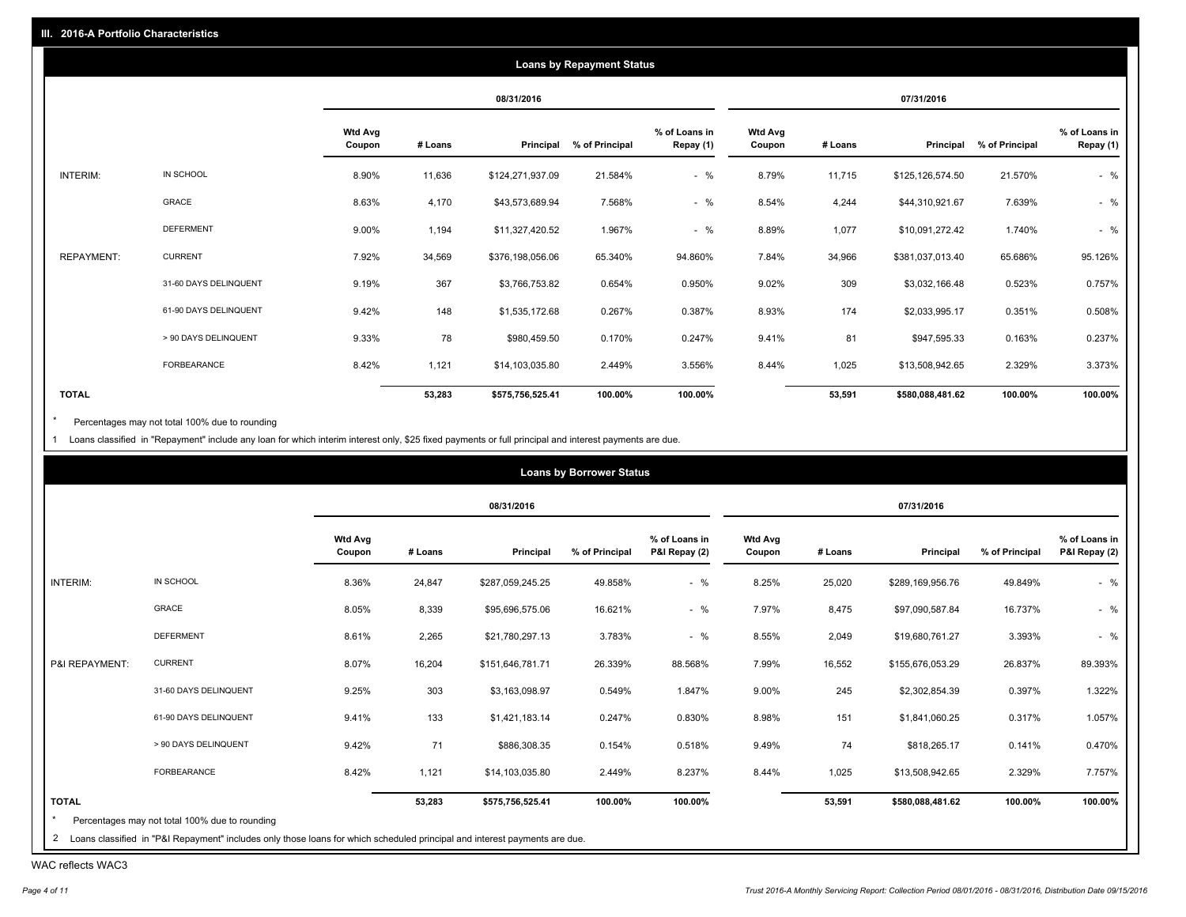## III. 2016-A Portfolio Characteristics

### Loans by Repayment Status

| | | 08/31/2016 | | | | | 07/31/2016 | | | | |
|---|---|---|---|---|---|---|---|---|---|---|---|
| | | Wtd Avg Coupon | # Loans | Principal | % of Principal | % of Loans in Repay (1) | Wtd Avg Coupon | # Loans | Principal | % of Principal | % of Loans in Repay (1) |
| INTERIM: | IN SCHOOL | 8.90% | 11,636 | $124,271,937.09 | 21.584% | - % | 8.79% | 11,715 | $125,126,574.50 | 21.570% | - % |
| | GRACE | 8.63% | 4,170 | $43,573,689.94 | 7.568% | - % | 8.54% | 4,244 | $44,310,921.67 | 7.639% | - % |
| | DEFERMENT | 9.00% | 1,194 | $11,327,420.52 | 1.967% | - % | 8.89% | 1,077 | $10,091,272.42 | 1.740% | - % |
| REPAYMENT: | CURRENT | 7.92% | 34,569 | $376,198,056.06 | 65.340% | 94.860% | 7.84% | 34,966 | $381,037,013.40 | 65.686% | 95.126% |
| | 31-60 DAYS DELINQUENT | 9.19% | 367 | $3,766,753.82 | 0.654% | 0.950% | 9.02% | 309 | $3,032,166.48 | 0.523% | 0.757% |
| | 61-90 DAYS DELINQUENT | 9.42% | 148 | $1,535,172.68 | 0.267% | 0.387% | 8.93% | 174 | $2,033,995.17 | 0.351% | 0.508% |
| | > 90 DAYS DELINQUENT | 9.33% | 78 | $980,459.50 | 0.170% | 0.247% | 9.41% | 81 | $947,595.33 | 0.163% | 0.237% |
| | FORBEARANCE | 8.42% | 1,121 | $14,103,035.80 | 2.449% | 3.556% | 8.44% | 1,025 | $13,508,942.65 | 2.329% | 3.373% |
| **TOTAL** | | | **53,283** | **$575,756,525.41** | **100.00%** | **100.00%** | | **53,591** | **$580,088,481.62** | **100.00%** | **100.00%** |

\* Percentages may not total 100% due to rounding

1 Loans classified in "Repayment" include any loan for which interim interest only, $25 fixed payments or full principal and interest payments are due.

### Loans by Borrower Status

| | | 08/31/2016 | | | | | 07/31/2016 | | | | |
|---|---|---|---|---|---|---|---|---|---|---|---|
| | | Wtd Avg Coupon | # Loans | Principal | % of Principal | % of Loans in P&I Repay (2) | Wtd Avg Coupon | # Loans | Principal | % of Principal | % of Loans in P&I Repay (2) |
| INTERIM: | IN SCHOOL | 8.36% | 24,847 | $287,059,245.25 | 49.858% | - % | 8.25% | 25,020 | $289,169,956.76 | 49.849% | - % |
| | GRACE | 8.05% | 8,339 | $95,696,575.06 | 16.621% | - % | 7.97% | 8,475 | $97,090,587.84 | 16.737% | - % |
| | DEFERMENT | 8.61% | 2,265 | $21,780,297.13 | 3.783% | - % | 8.55% | 2,049 | $19,680,761.27 | 3.393% | - % |
| P&I REPAYMENT: | CURRENT | 8.07% | 16,204 | $151,646,781.71 | 26.339% | 88.568% | 7.99% | 16,552 | $155,676,053.29 | 26.837% | 89.393% |
| | 31-60 DAYS DELINQUENT | 9.25% | 303 | $3,163,098.97 | 0.549% | 1.847% | 9.00% | 245 | $2,302,854.39 | 0.397% | 1.322% |
| | 61-90 DAYS DELINQUENT | 9.41% | 133 | $1,421,183.14 | 0.247% | 0.830% | 8.98% | 151 | $1,841,060.25 | 0.317% | 1.057% |
| | > 90 DAYS DELINQUENT | 9.42% | 71 | $886,308.35 | 0.154% | 0.518% | 9.49% | 74 | $818,265.17 | 0.141% | 0.470% |
| | FORBEARANCE | 8.42% | 1,121 | $14,103,035.80 | 2.449% | 8.237% | 8.44% | 1,025 | $13,508,942.65 | 2.329% | 7.757% |
| **TOTAL** | | | **53,283** | **$575,756,525.41** | **100.00%** | **100.00%** | | **53,591** | **$580,088,481.62** | **100.00%** | **100.00%** |

\* Percentages may not total 100% due to rounding

2 Loans classified in "P&I Repayment" includes only those loans for which scheduled principal and interest payments are due.

WAC reflects WAC3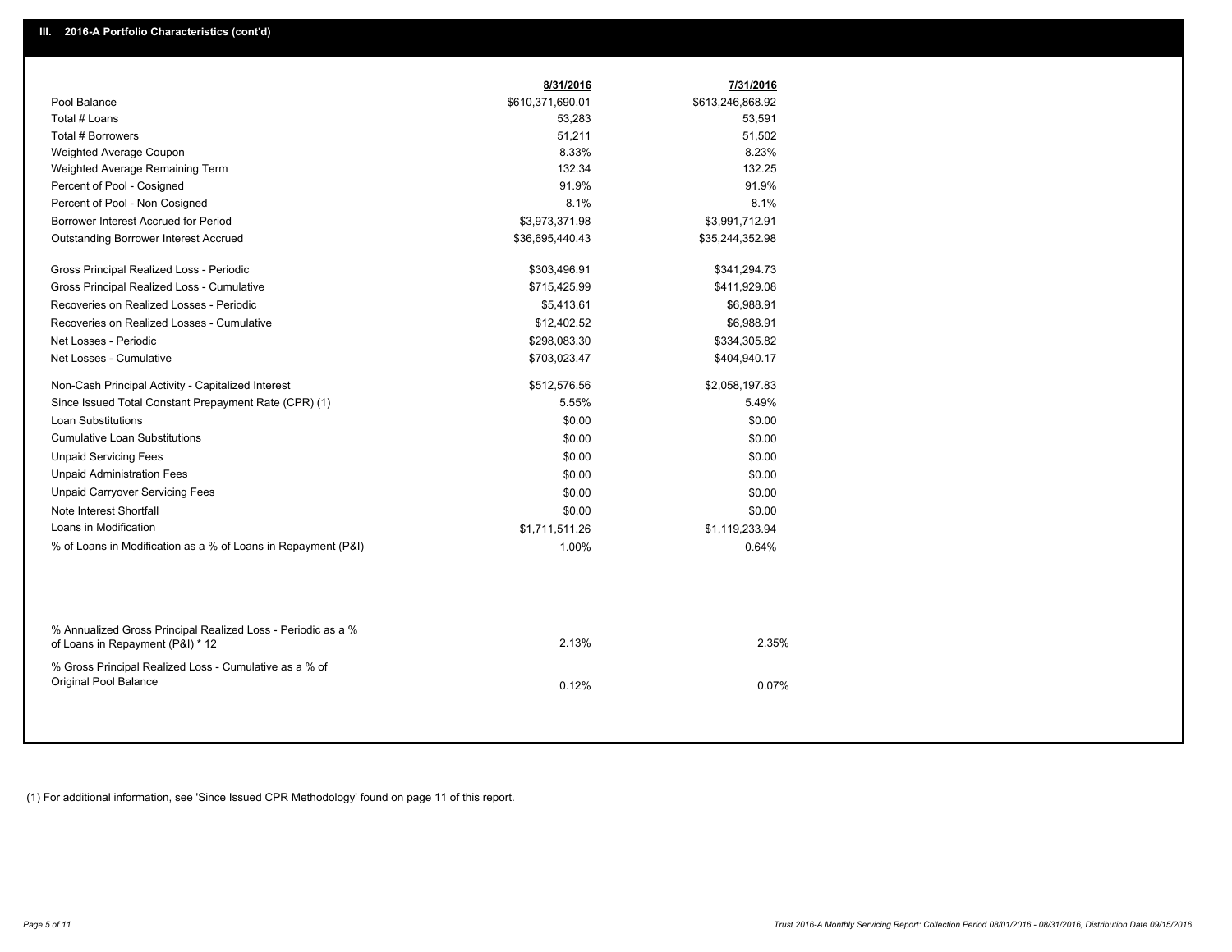## III. 2016-A Portfolio Characteristics (cont'd)

| | 8/31/2016 | 7/31/2016 |
|---|---|---|
| Pool Balance | $610,371,690.01 | $613,246,868.92 |
| Total # Loans | 53,283 | 53,591 |
| Total # Borrowers | 51,211 | 51,502 |
| Weighted Average Coupon | 8.33% | 8.23% |
| Weighted Average Remaining Term | 132.34 | 132.25 |
| Percent of Pool - Cosigned | 91.9% | 91.9% |
| Percent of Pool - Non Cosigned | 8.1% | 8.1% |
| Borrower Interest Accrued for Period | $3,973,371.98 | $3,991,712.91 |
| Outstanding Borrower Interest Accrued | $36,695,440.43 | $35,244,352.98 |
| Gross Principal Realized Loss - Periodic | $303,496.91 | $341,294.73 |
| Gross Principal Realized Loss - Cumulative | $715,425.99 | $411,929.08 |
| Recoveries on Realized Losses - Periodic | $5,413.61 | $6,988.91 |
| Recoveries on Realized Losses - Cumulative | $12,402.52 | $6,988.91 |
| Net Losses - Periodic | $298,083.30 | $334,305.82 |
| Net Losses - Cumulative | $703,023.47 | $404,940.17 |
| Non-Cash Principal Activity - Capitalized Interest | $512,576.56 | $2,058,197.83 |
| Since Issued Total Constant Prepayment Rate (CPR) (1) | 5.55% | 5.49% |
| Loan Substitutions | $0.00 | $0.00 |
| Cumulative Loan Substitutions | $0.00 | $0.00 |
| Unpaid Servicing Fees | $0.00 | $0.00 |
| Unpaid Administration Fees | $0.00 | $0.00 |
| Unpaid Carryover Servicing Fees | $0.00 | $0.00 |
| Note Interest Shortfall | $0.00 | $0.00 |
| Loans in Modification | $1,711,511.26 | $1,119,233.94 |
| % of Loans in Modification as a % of Loans in Repayment (P&I) | 1.00% | 0.64% |
| % Annualized Gross Principal Realized Loss - Periodic as a % of Loans in Repayment (P&I) * 12 | 2.13% | 2.35% |
| % Gross Principal Realized Loss - Cumulative as a % of Original Pool Balance | 0.12% | 0.07% |

(1) For additional information, see 'Since Issued CPR Methodology' found on page 11 of this report.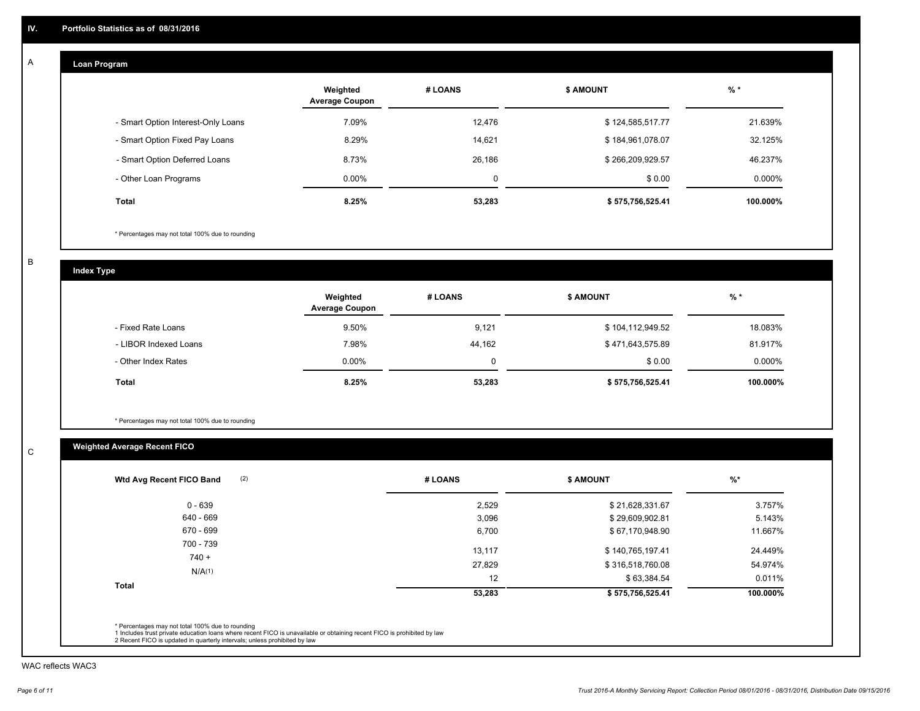## IV. Portfolio Statistics as of 08/31/2016

### A. Loan Program

| | Weighted Average Coupon | # LOANS | $ AMOUNT | % * |
|---|---|---|---|---|
| - Smart Option Interest-Only Loans | 7.09% | 12,476 | $ 124,585,517.77 | 21.639% |
| - Smart Option Fixed Pay Loans | 8.29% | 14,621 | $ 184,961,078.07 | 32.125% |
| - Smart Option Deferred Loans | 8.73% | 26,186 | $ 266,209,929.57 | 46.237% |
| - Other Loan Programs | 0.00% | 0 | $ 0.00 | 0.000% |
| **Total** | **8.25%** | **53,283** | **$ 575,756,525.41** | **100.000%** |

\* Percentages may not total 100% due to rounding

### B. Index Type

| | Weighted Average Coupon | # LOANS | $ AMOUNT | % * |
|---|---|---|---|---|
| - Fixed Rate Loans | 9.50% | 9,121 | $ 104,112,949.52 | 18.083% |
| - LIBOR Indexed Loans | 7.98% | 44,162 | $ 471,643,575.89 | 81.917% |
| - Other Index Rates | 0.00% | 0 | $ 0.00 | 0.000% |
| **Total** | **8.25%** | **53,283** | **$ 575,756,525.41** | **100.000%** |

\* Percentages may not total 100% due to rounding

### C. Weighted Average Recent FICO

| Wtd Avg Recent FICO Band (2) | # LOANS | $ AMOUNT | %* |
|---|---|---|---|
| 0 - 639 | 2,529 | $ 21,628,331.67 | 3.757% |
| 640 - 669 | 3,096 | $ 29,609,902.81 | 5.143% |
| 670 - 699 | 6,700 | $ 67,170,948.90 | 11.667% |
| 700 - 739 | 13,117 | $ 140,765,197.41 | 24.449% |
| 740 + | 27,829 | $ 316,518,760.08 | 54.974% |
| N/A(1) | 12 | $ 63,384.54 | 0.011% |
| **Total** | **53,283** | **$ 575,756,525.41** | **100.000%** |

\* Percentages may not total 100% due to rounding
1 Includes trust private education loans where recent FICO is unavailable or obtaining recent FICO is prohibited by law
2 Recent FICO is updated in quarterly intervals; unless prohibited by law

WAC reflects WAC3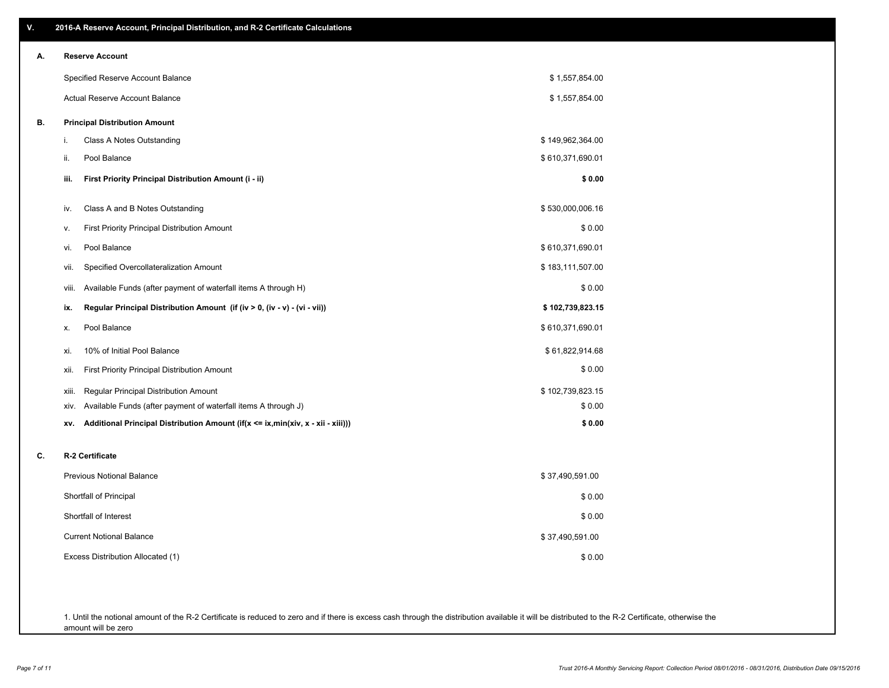## V. 2016-A Reserve Account, Principal Distribution, and R-2 Certificate Calculations

### A. Reserve Account

| | |
|---|---|
| Specified Reserve Account Balance | $ 1,557,854.00 |
| Actual Reserve Account Balance | $ 1,557,854.00 |

### B. Principal Distribution Amount

| | | |
|---|---|---|
| i. | Class A Notes Outstanding | $ 149,962,364.00 |
| ii. | Pool Balance | $ 610,371,690.01 |
| **iii.** | **First Priority Principal Distribution Amount (i - ii)** | **$ 0.00** |
| iv. | Class A and B Notes Outstanding | $ 530,000,006.16 |
| v. | First Priority Principal Distribution Amount | $ 0.00 |
| vi. | Pool Balance | $ 610,371,690.01 |
| vii. | Specified Overcollateralization Amount | $ 183,111,507.00 |
| viii. | Available Funds (after payment of waterfall items A through H) | $ 0.00 |
| **ix.** | **Regular Principal Distribution Amount (if (iv > 0, (iv - v) - (vi - vii))** | **$ 102,739,823.15** |
| x. | Pool Balance | $ 610,371,690.01 |
| xi. | 10% of Initial Pool Balance | $ 61,822,914.68 |
| xii. | First Priority Principal Distribution Amount | $ 0.00 |
| xiii. | Regular Principal Distribution Amount | $ 102,739,823.15 |
| xiv. | Available Funds (after payment of waterfall items A through J) | $ 0.00 |
| **xv.** | **Additional Principal Distribution Amount (if(x <= ix,min(xiv, x - xii - xiii)))** | **$ 0.00** |

### C. R-2 Certificate

| | |
|---|---|
| Previous Notional Balance | $ 37,490,591.00 |
| Shortfall of Principal | $ 0.00 |
| Shortfall of Interest | $ 0.00 |
| Current Notional Balance | $ 37,490,591.00 |
| Excess Distribution Allocated (1) | $ 0.00 |

1. Until the notional amount of the R-2 Certificate is reduced to zero and if there is excess cash through the distribution available it will be distributed to the R-2 Certificate, otherwise the amount will be zero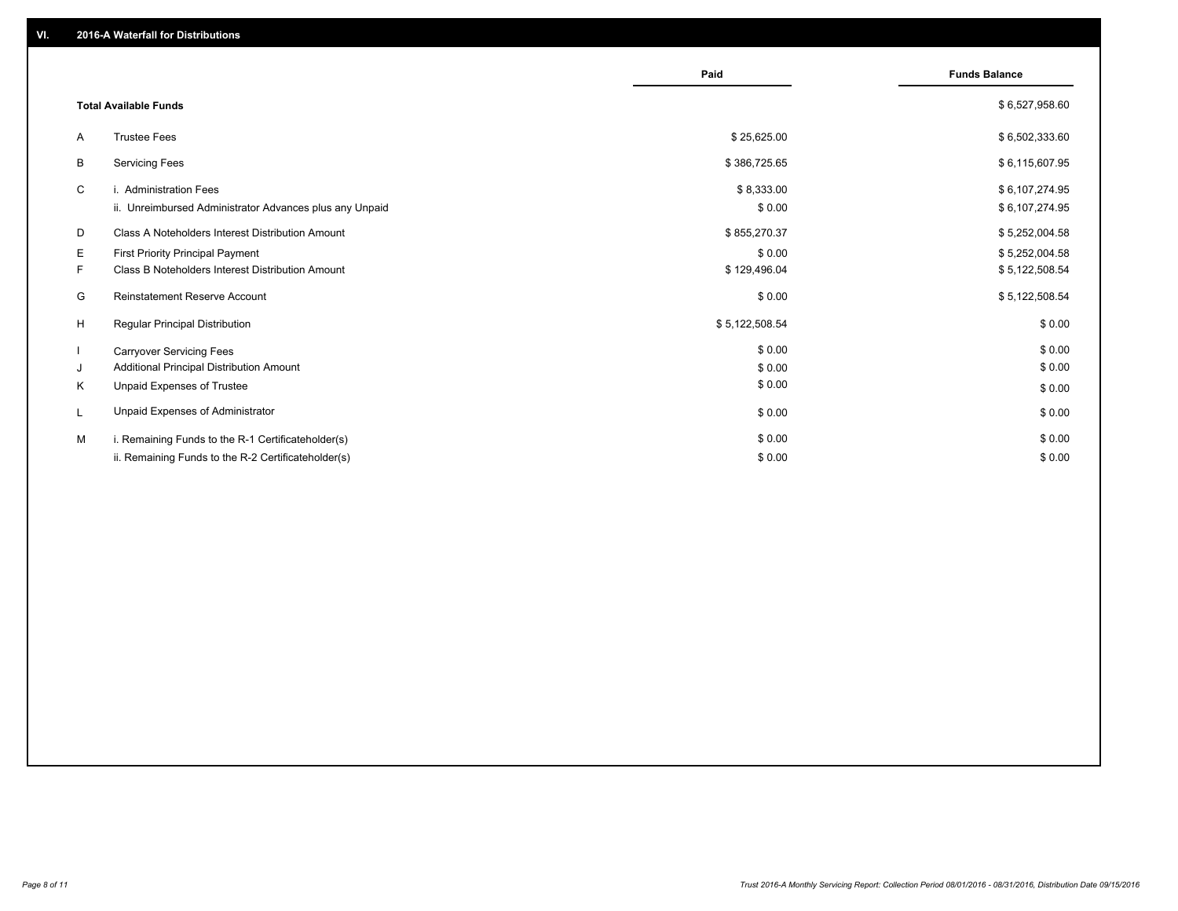## VI. 2016-A Waterfall for Distributions

| | | Paid | Funds Balance |
|---|---|---|---|
| | **Total Available Funds** | | $ 6,527,958.60 |
| A | Trustee Fees | $ 25,625.00 | $ 6,502,333.60 |
| B | Servicing Fees | $ 386,725.65 | $ 6,115,607.95 |
| C | i. Administration Fees | $ 8,333.00 | $ 6,107,274.95 |
| | ii. Unreimbursed Administrator Advances plus any Unpaid | $ 0.00 | $ 6,107,274.95 |
| D | Class A Noteholders Interest Distribution Amount | $ 855,270.37 | $ 5,252,004.58 |
| E | First Priority Principal Payment | $ 0.00 | $ 5,252,004.58 |
| F | Class B Noteholders Interest Distribution Amount | $ 129,496.04 | $ 5,122,508.54 |
| G | Reinstatement Reserve Account | $ 0.00 | $ 5,122,508.54 |
| H | Regular Principal Distribution | $ 5,122,508.54 | $ 0.00 |
| I | Carryover Servicing Fees | $ 0.00 | $ 0.00 |
| J | Additional Principal Distribution Amount | $ 0.00 | $ 0.00 |
| K | Unpaid Expenses of Trustee | $ 0.00 | $ 0.00 |
| L | Unpaid Expenses of Administrator | $ 0.00 | $ 0.00 |
| M | i. Remaining Funds to the R-1 Certificateholder(s) | $ 0.00 | $ 0.00 |
| | ii. Remaining Funds to the R-2 Certificateholder(s) | $ 0.00 | $ 0.00 |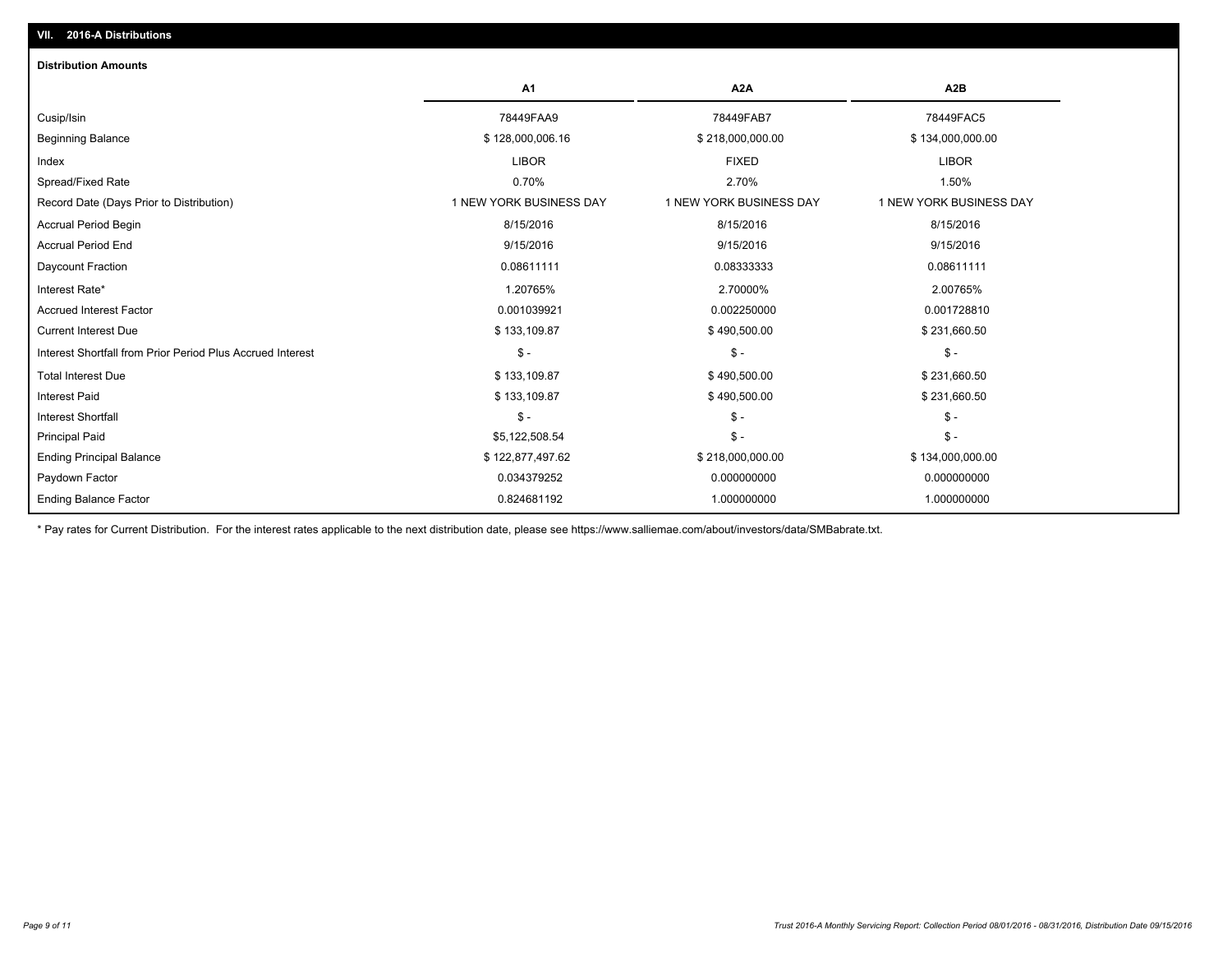## VII. 2016-A Distributions

### Distribution Amounts

| | A1 | A2A | A2B |
|---|---|---|---|
| Cusip/Isin | 78449FAA9 | 78449FAB7 | 78449FAC5 |
| Beginning Balance | $ 128,000,006.16 | $ 218,000,000.00 | $ 134,000,000.00 |
| Index | LIBOR | FIXED | LIBOR |
| Spread/Fixed Rate | 0.70% | 2.70% | 1.50% |
| Record Date (Days Prior to Distribution) | 1 NEW YORK BUSINESS DAY | 1 NEW YORK BUSINESS DAY | 1 NEW YORK BUSINESS DAY |
| Accrual Period Begin | 8/15/2016 | 8/15/2016 | 8/15/2016 |
| Accrual Period End | 9/15/2016 | 9/15/2016 | 9/15/2016 |
| Daycount Fraction | 0.08611111 | 0.08333333 | 0.08611111 |
| Interest Rate* | 1.20765% | 2.70000% | 2.00765% |
| Accrued Interest Factor | 0.001039921 | 0.002250000 | 0.001728810 |
| Current Interest Due | $ 133,109.87 | $ 490,500.00 | $ 231,660.50 |
| Interest Shortfall from Prior Period Plus Accrued Interest | $ - | $ - | $ - |
| Total Interest Due | $ 133,109.87 | $ 490,500.00 | $ 231,660.50 |
| Interest Paid | $ 133,109.87 | $ 490,500.00 | $ 231,660.50 |
| Interest Shortfall | $ - | $ - | $ - |
| Principal Paid | $5,122,508.54 | $ - | $ - |
| Ending Principal Balance | $ 122,877,497.62 | $ 218,000,000.00 | $ 134,000,000.00 |
| Paydown Factor | 0.034379252 | 0.000000000 | 0.000000000 |
| Ending Balance Factor | 0.824681192 | 1.000000000 | 1.000000000 |

* Pay rates for Current Distribution. For the interest rates applicable to the next distribution date, please see https://www.salliemae.com/about/investors/data/SMBabrate.txt.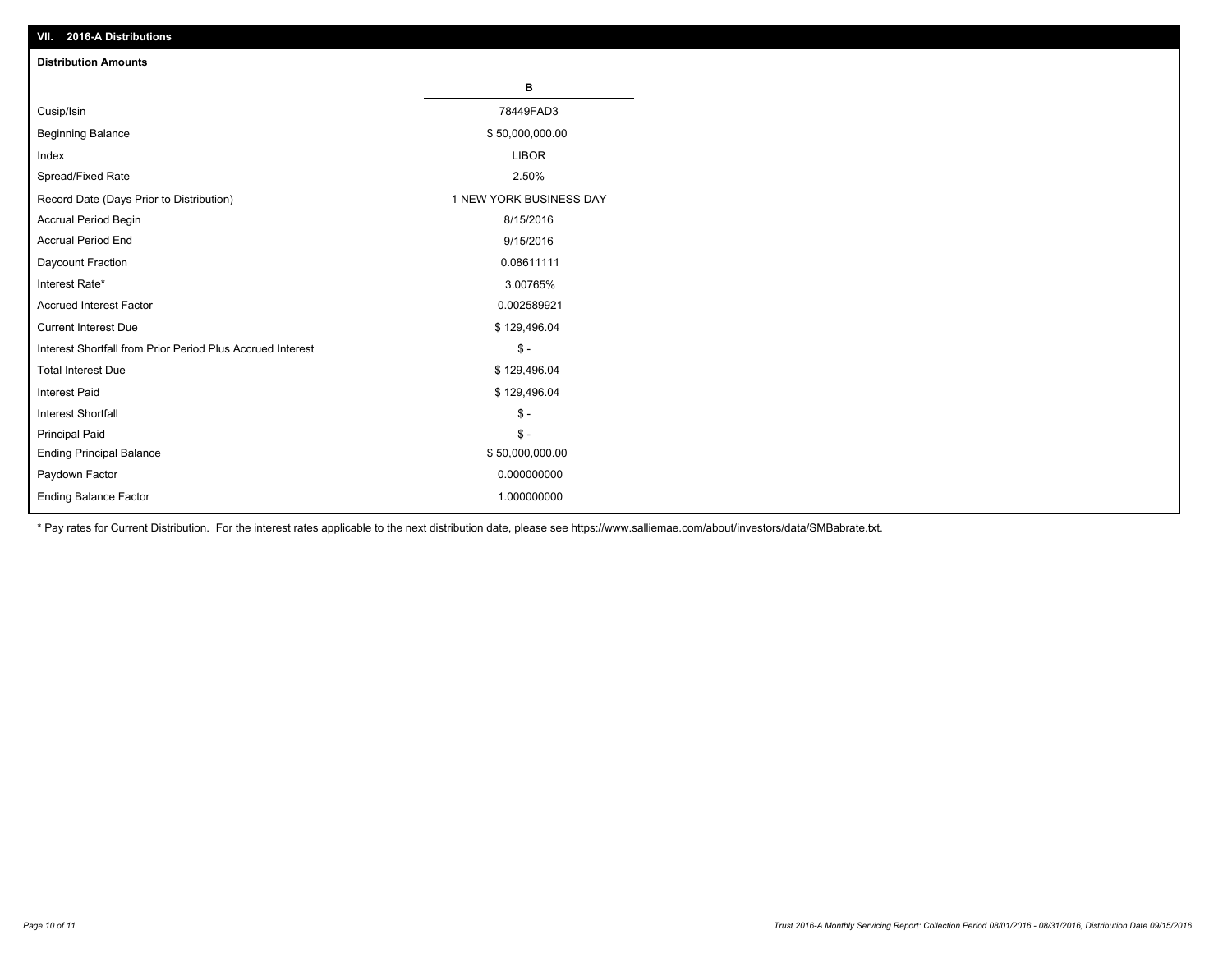## VII. 2016-A Distributions

### Distribution Amounts

| | B |
|---|---|
| Cusip/Isin | 78449FAD3 |
| Beginning Balance | $ 50,000,000.00 |
| Index | LIBOR |
| Spread/Fixed Rate | 2.50% |
| Record Date (Days Prior to Distribution) | 1 NEW YORK BUSINESS DAY |
| Accrual Period Begin | 8/15/2016 |
| Accrual Period End | 9/15/2016 |
| Daycount Fraction | 0.08611111 |
| Interest Rate* | 3.00765% |
| Accrued Interest Factor | 0.002589921 |
| Current Interest Due | $ 129,496.04 |
| Interest Shortfall from Prior Period Plus Accrued Interest | $ - |
| Total Interest Due | $ 129,496.04 |
| Interest Paid | $ 129,496.04 |
| Interest Shortfall | $ - |
| Principal Paid | $ - |
| Ending Principal Balance | $ 50,000,000.00 |
| Paydown Factor | 0.000000000 |
| Ending Balance Factor | 1.000000000 |

* Pay rates for Current Distribution. For the interest rates applicable to the next distribution date, please see https://www.salliemae.com/about/investors/data/SMBabrate.txt.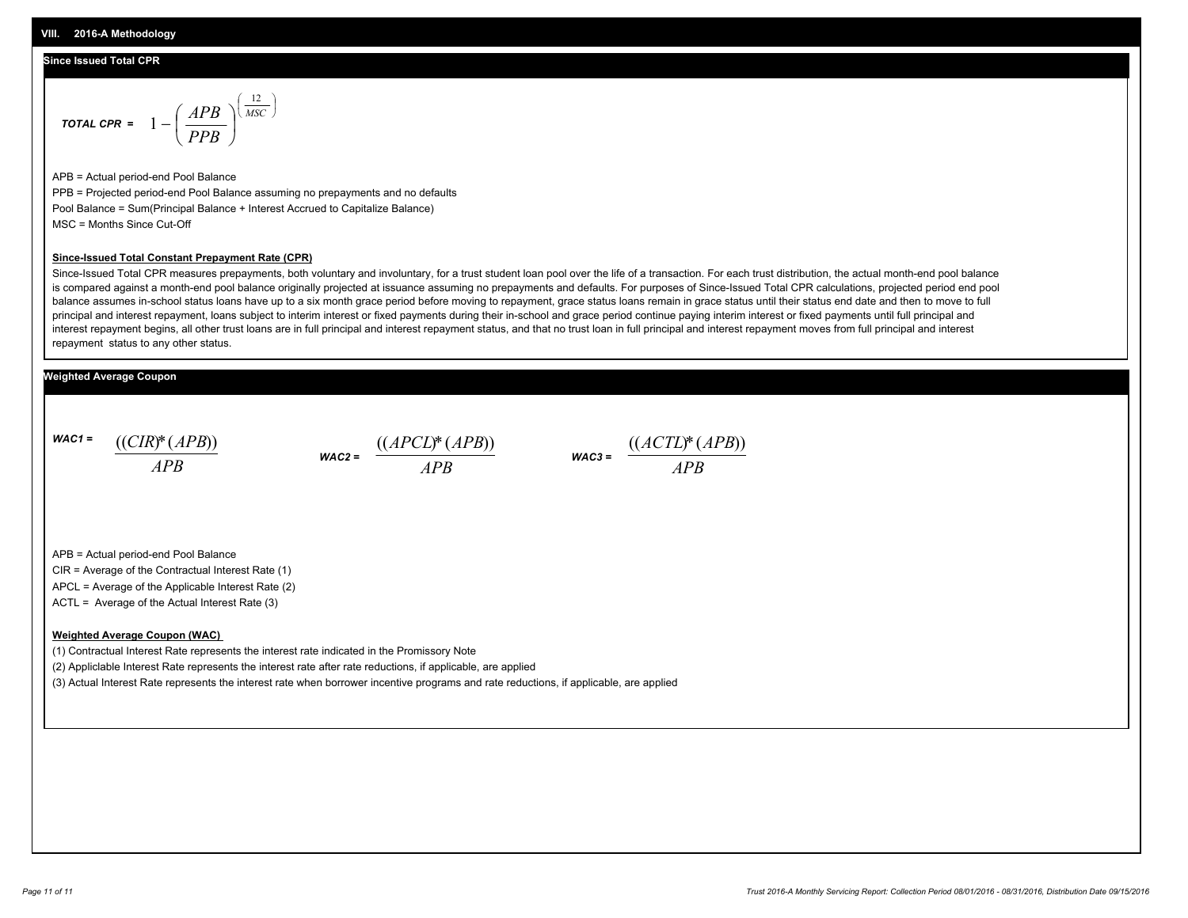## VIII. 2016-A Methodology

### Since Issued Total CPR

$$\textbf{TOTAL CPR} = 1 - \left(\frac{APB}{PPB}\right)^{\left(\frac{12}{MSC}\right)}$$

APB = Actual period-end Pool Balance

PPB = Projected period-end Pool Balance assuming no prepayments and no defaults

Pool Balance = Sum(Principal Balance + Interest Accrued to Capitalize Balance)

MSC = Months Since Cut-Off

**Since-Issued Total Constant Prepayment Rate (CPR)**

Since-Issued Total CPR measures prepayments, both voluntary and involuntary, for a trust student loan pool over the life of a transaction. For each trust distribution, the actual month-end pool balance is compared against a month-end pool balance originally projected at issuance assuming no prepayments and defaults. For purposes of Since-Issued Total CPR calculations, projected period end pool balance assumes in-school status loans have up to a six month grace period before moving to repayment, grace status loans remain in grace status until their status end date and then to move to full principal and interest repayment, loans subject to interim interest or fixed payments during their in-school and grace period continue paying interim interest or fixed payments until full principal and interest repayment begins, all other trust loans are in full principal and interest repayment status, and that no trust loan in full principal and interest repayment moves from full principal and interest repayment status to any other status.

### Weighted Average Coupon

$$\textbf{WAC1} = \frac{((CIR)*(APB))}{APB} \qquad \textbf{WAC2} = \frac{((APCL)*(APB))}{APB} \qquad \textbf{WAC3} = \frac{((ACTL)*(APB))}{APB}$$

APB = Actual period-end Pool Balance

CIR = Average of the Contractual Interest Rate (1)

APCL = Average of the Applicable Interest Rate (2)

ACTL = Average of the Actual Interest Rate (3)

**Weighted Average Coupon (WAC)**

(1) Contractual Interest Rate represents the interest rate indicated in the Promissory Note

(2) Appliclable Interest Rate represents the interest rate after rate reductions, if applicable, are applied

(3) Actual Interest Rate represents the interest rate when borrower incentive programs and rate reductions, if applicable, are applied